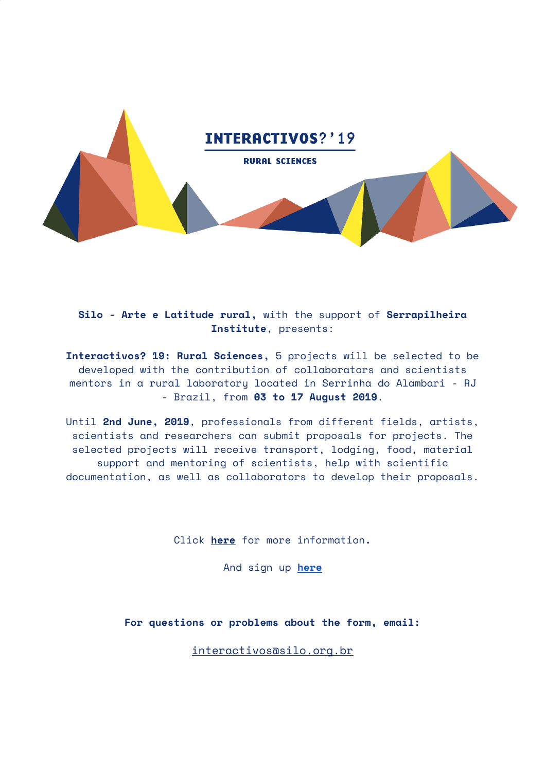# INTERACTIVOS?'19

## RURAL SCIENCES

**Silo - Arte e Latitude rural,** with the support of **Serrapilheira Institute**, presents:

**Interactivos? 19: Rural Sciences,** 5 projects will be selected to be developed with the contribution of collaborators and scientists mentors in a rural laboratory located in Serrinha do Alambari - RJ - Brazil, from **03 to 17 August 2019**.

Until **2nd June, 2019**, professionals from different fields, artists, scientists and researchers can submit proposals for projects. The selected projects will receive transport, lodging, food, material support and mentoring of scientists, help with scientific documentation, as well as collaborators to develop their proposals.

Click **here** for more information.

And sign up **here**

**For questions or problems about the form, email:**

interactivos@silo.org.br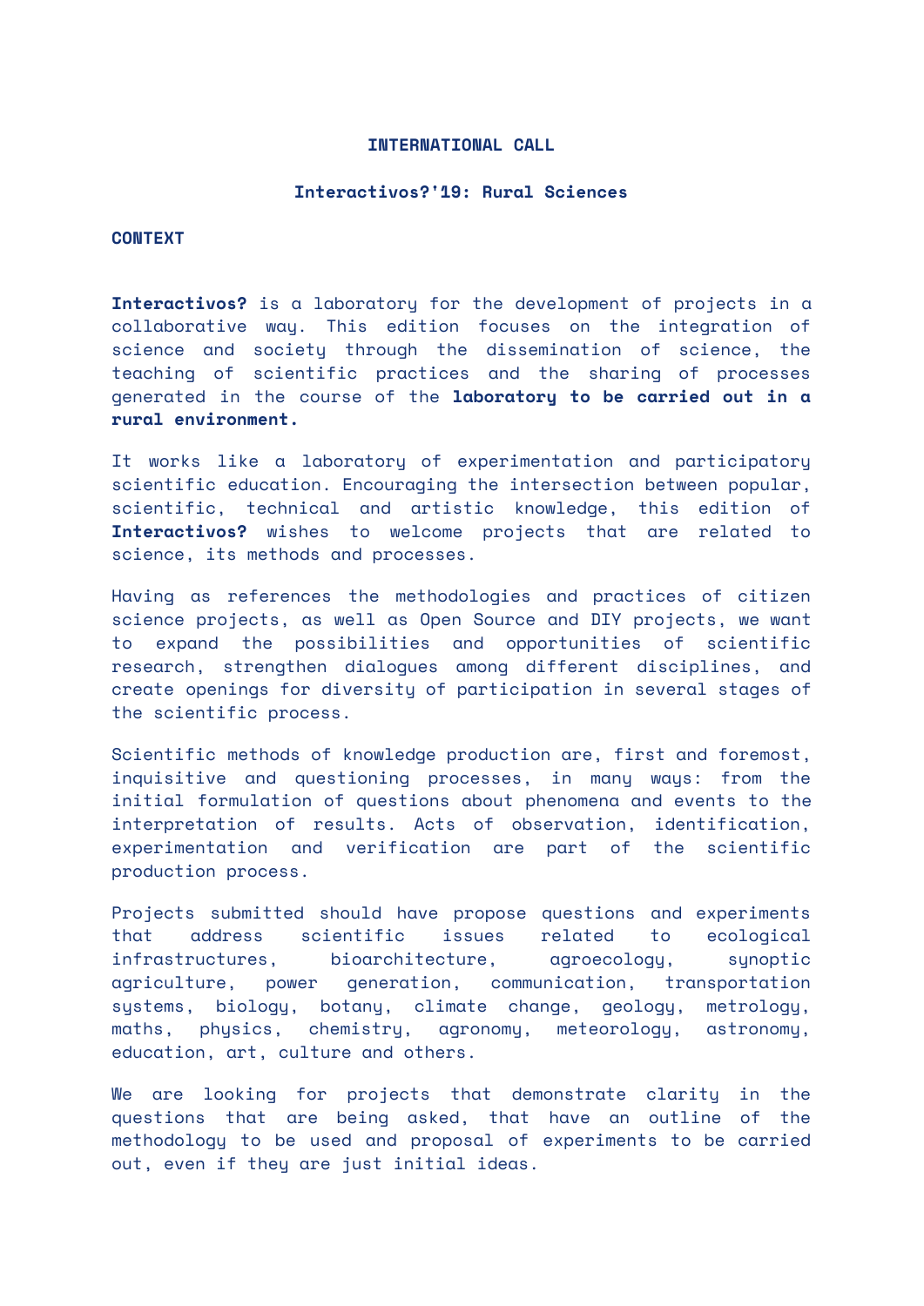**INTERNATIONAL CALL**

**Interactivos?'19: Rural Sciences**

**CONTEXT**

**Interactivos?** is a laboratory for the development of projects in a collaborative way. This edition focuses on the integration of science and society through the dissemination of science, the teaching of scientific practices and the sharing of processes generated in the course of the **laboratory to be carried out in a rural environment.**

It works like a laboratory of experimentation and participatory scientific education. Encouraging the intersection between popular, scientific, technical and artistic knowledge, this edition of **Interactivos?** wishes to welcome projects that are related to science, its methods and processes.

Having as references the methodologies and practices of citizen science projects, as well as Open Source and DIY projects, we want to expand the possibilities and opportunities of scientific research, strengthen dialogues among different disciplines, and create openings for diversity of participation in several stages of the scientific process.

Scientific methods of knowledge production are, first and foremost, inquisitive and questioning processes, in many ways: from the initial formulation of questions about phenomena and events to the interpretation of results. Acts of observation, identification, experimentation and verification are part of the scientific production process.

Projects submitted should have propose questions and experiments that address scientific issues related to ecological infrastructures, bioarchitecture, agroecology, synoptic agriculture, power generation, communication, transportation systems, biology, botany, climate change, geology, metrology, maths, physics, chemistry, agronomy, meteorology, astronomy, education, art, culture and others.

We are looking for projects that demonstrate clarity in the questions that are being asked, that have an outline of the methodology to be used and proposal of experiments to be carried out, even if they are just initial ideas.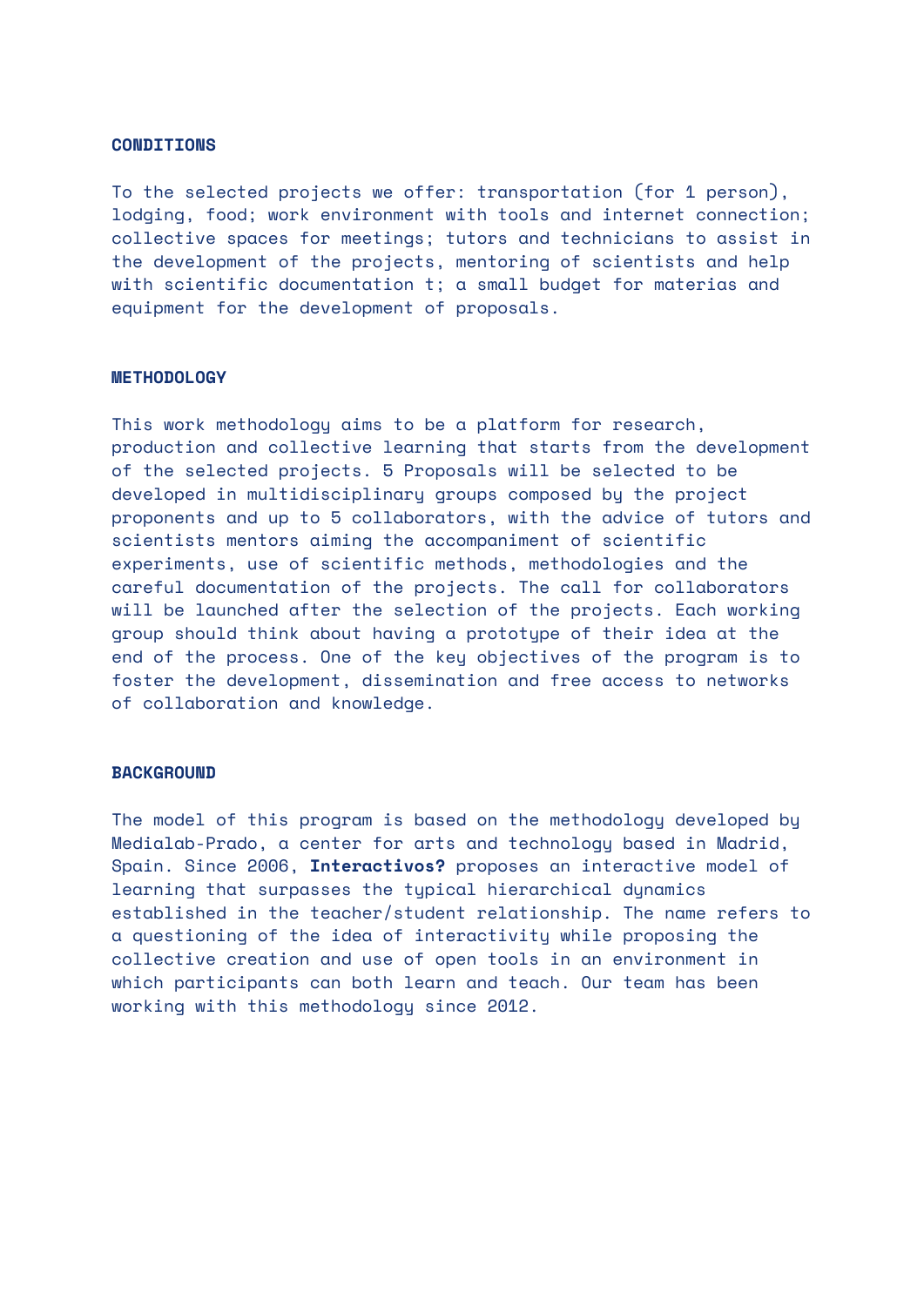## CONDITIONS

To the selected projects we offer: transportation (for 1 person), lodging, food; work environment with tools and internet connection; collective spaces for meetings; tutors and technicians to assist in the development of the projects, mentoring of scientists and help with scientific documentation t; a small budget for materias and equipment for the development of proposals.

## METHODOLOGY

This work methodology aims to be a platform for research, production and collective learning that starts from the development of the selected projects. 5 Proposals will be selected to be developed in multidisciplinary groups composed by the project proponents and up to 5 collaborators, with the advice of tutors and scientists mentors aiming the accompaniment of scientific experiments, use of scientific methods, methodologies and the careful documentation of the projects. The call for collaborators will be launched after the selection of the projects. Each working group should think about having a prototype of their idea at the end of the process. One of the key objectives of the program is to foster the development, dissemination and free access to networks of collaboration and knowledge.

## BACKGROUND

The model of this program is based on the methodology developed by Medialab-Prado, a center for arts and technology based in Madrid, Spain. Since 2006, **Interactivos?** proposes an interactive model of learning that surpasses the typical hierarchical dynamics established in the teacher/student relationship. The name refers to a questioning of the idea of interactivity while proposing the collective creation and use of open tools in an environment in which participants can both learn and teach. Our team has been working with this methodology since 2012.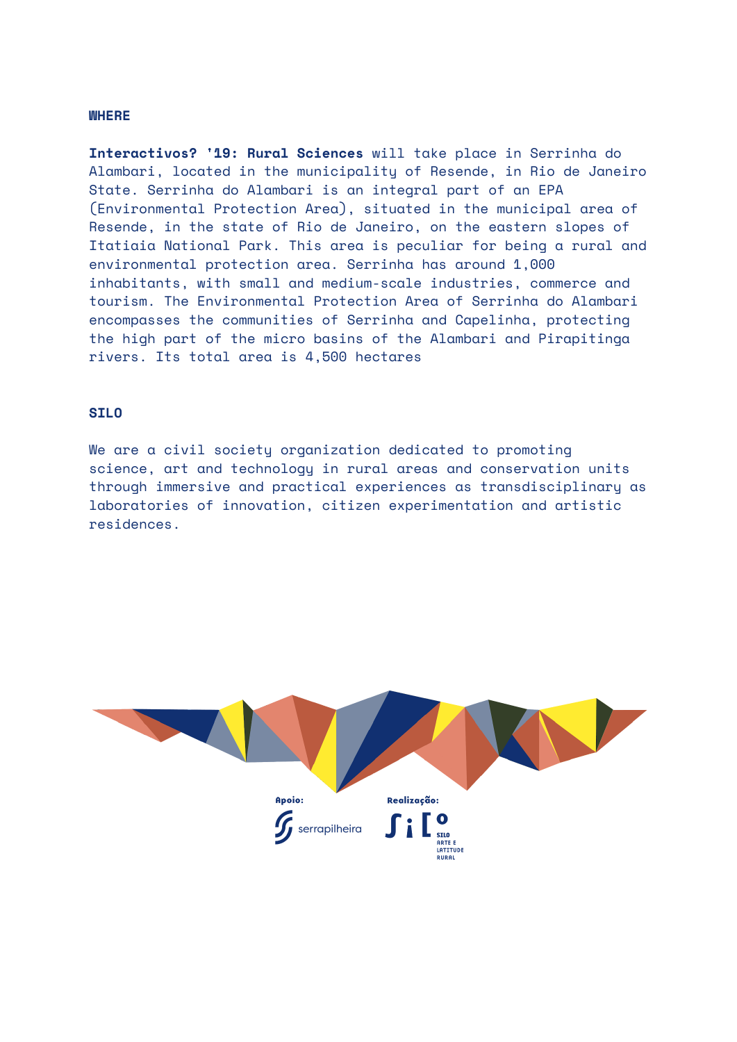## WHERE

**Interactivos? '19: Rural Sciences** will take place in Serrinha do Alambari, located in the municipality of Resende, in Rio de Janeiro State. Serrinha do Alambari is an integral part of an EPA (Environmental Protection Area), situated in the municipal area of Resende, in the state of Rio de Janeiro, on the eastern slopes of Itatiaia National Park. This area is peculiar for being a rural and environmental protection area. Serrinha has around 1,000 inhabitants, with small and medium-scale industries, commerce and tourism. The Environmental Protection Area of Serrinha do Alambari encompasses the communities of Serrinha and Capelinha, protecting the high part of the micro basins of the Alambari and Pirapitinga rivers. Its total area is 4,500 hectares

## SILO

We are a civil society organization dedicated to promoting science, art and technology in rural areas and conservation units through immersive and practical experiences as transdisciplinary as laboratories of innovation, citizen experimentation and artistic residences.

Apoio: serrapilheira

Realização: SILO ARTE E LATITUDE RURAL